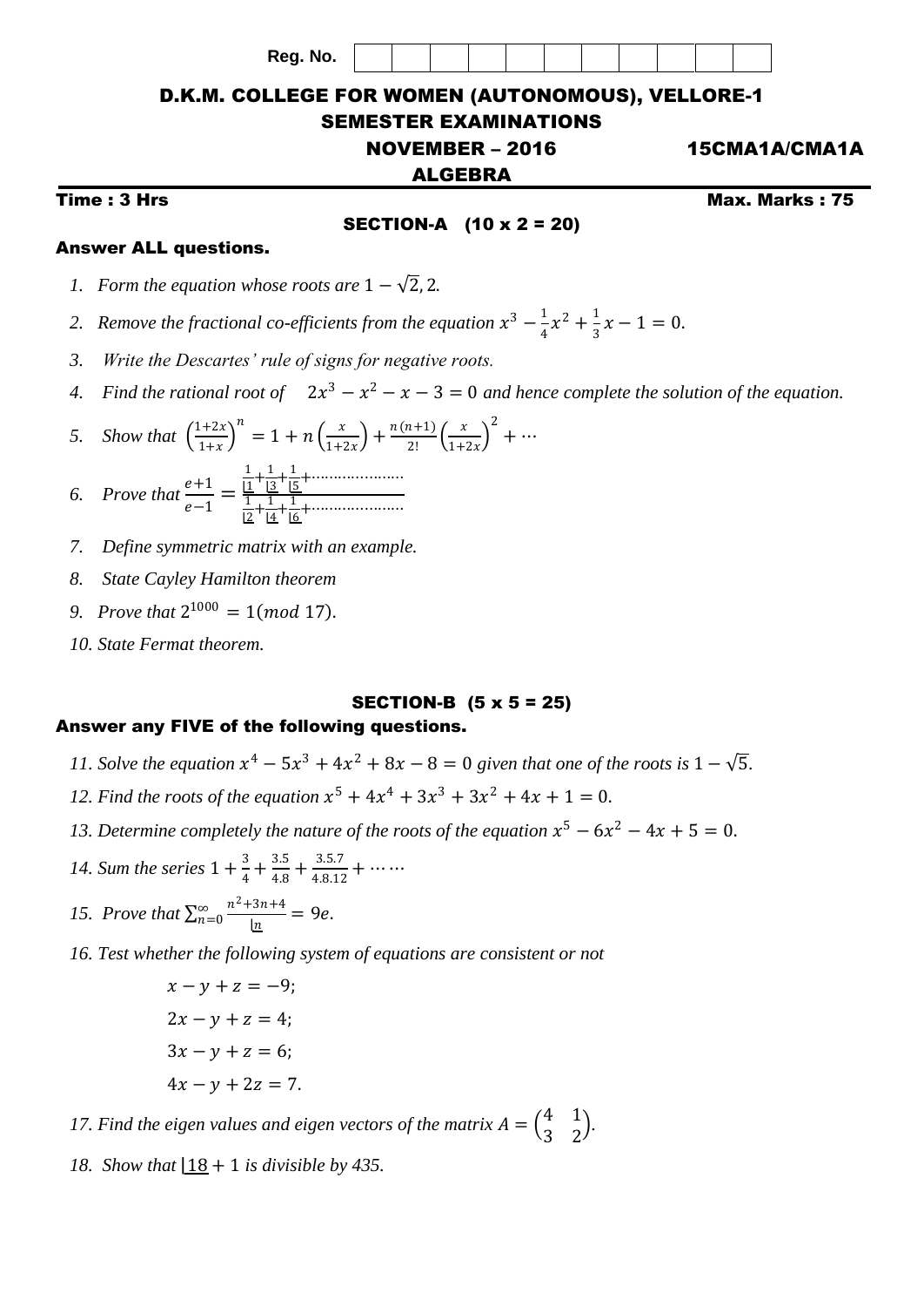Reg. No. | | | | | | | | | | | |

# D.K.M. COLLEGE FOR WOMEN (AUTONOMOUS), VELLORE-1

## SEMESTER EXAMINATIONS

**NOVEMBER – 2016** **15CMA1A/CMA1A**

## ALGEBRA

**Time : 3 Hrs** **Max. Marks : 75**

### SECTION-A (10 x 2 = 20)

**Answer ALL questions.**

1. *Form the equation whose roots are* $1-\sqrt{2}, 2$.
2. *Remove the fractional co-efficients from the equation* $x^3 - \frac{1}{4}x^2 + \frac{1}{3}x - 1 = 0$.
3. *Write the Descartes' rule of signs for negative roots.*
4. *Find the rational root of* $2x^3 - x^2 - x - 3 = 0$ *and hence complete the solution of the equation.*
5. *Show that* $\left(\frac{1+2x}{1+x}\right)^n = 1 + n\left(\frac{x}{1+2x}\right) + \frac{n(n+1)}{2!}\left(\frac{x}{1+2x}\right)^2 + \cdots$
6. *Prove that* $\frac{e+1}{e-1} = \frac{\frac{1}{\lfloor 1} + \frac{1}{\lfloor 3} + \frac{1}{\lfloor 5} + \cdots\cdots}{\frac{1}{\lfloor 2} + \frac{1}{\lfloor 4} + \frac{1}{\lfloor 6} + \cdots\cdots}$
7. *Define symmetric matrix with an example.*
8. *State Cayley Hamilton theorem*
9. *Prove that* $2^{1000} = 1(mod\ 17)$.
10. *State Fermat theorem.*

### SECTION-B (5 x 5 = 25)

**Answer any FIVE of the following questions.**

11. *Solve the equation* $x^4 - 5x^3 + 4x^2 + 8x - 8 = 0$ *given that one of the roots is* $1-\sqrt{5}$.
12. *Find the roots of the equation* $x^5 + 4x^4 + 3x^3 + 3x^2 + 4x + 1 = 0$.
13. *Determine completely the nature of the roots of the equation* $x^5 - 6x^2 - 4x + 5 = 0$.
14. *Sum the series* $1 + \frac{3}{4} + \frac{3.5}{4.8} + \frac{3.5.7}{4.8.12} + \cdots\cdots$
15. *Prove that* $\sum_{n=0}^{\infty} \frac{n^2+3n+4}{\lfloor n} = 9e$.
16. *Test whether the following system of equations are consistent or not*

$$x - y + z = -9;$$
$$2x - y + z = 4;$$
$$3x - y + z = 6;$$
$$4x - y + 2z = 7.$$

17. *Find the eigen values and eigen vectors of the matrix* $A = \begin{pmatrix} 4 & 1 \\ 3 & 2 \end{pmatrix}$.
18. *Show that* $\lfloor 18 + 1$ *is divisible by 435.*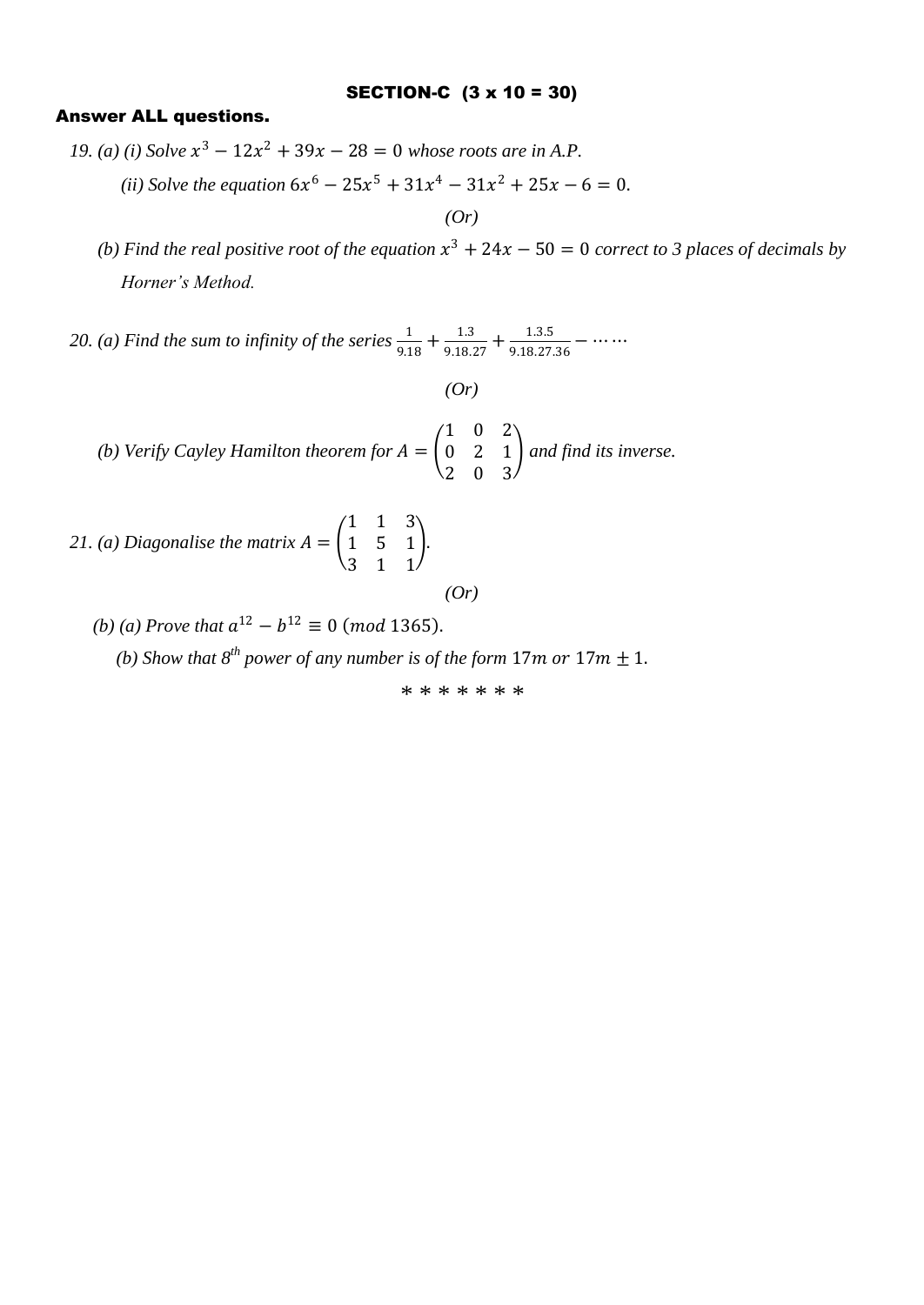**SECTION-C (3 x 10 = 30)**

**Answer ALL questions.**

*19. (a) (i) Solve* $x^3 - 12x^2 + 39x - 28 = 0$ *whose roots are in A.P.*

*(ii) Solve the equation* $6x^6 - 25x^5 + 31x^4 - 31x^2 + 25x - 6 = 0.$

*(Or)*

*(b) Find the real positive root of the equation* $x^3 + 24x - 50 = 0$ *correct to 3 places of decimals by Horner's Method.*

*20. (a) Find the sum to infinity of the series* $\frac{1}{9.18} + \frac{1.3}{9.18.27} + \frac{1.3.5}{9.18.27.36} - \cdots\cdots$

*(Or)*

*(b) Verify Cayley Hamilton theorem for* $A = \begin{pmatrix} 1 & 0 & 2 \\ 0 & 2 & 1 \\ 2 & 0 & 3 \end{pmatrix}$ *and find its inverse.*

*21. (a) Diagonalise the matrix* $A = \begin{pmatrix} 1 & 1 & 3 \\ 1 & 5 & 1 \\ 3 & 1 & 1 \end{pmatrix}.$

*(Or)*

*(b) (a) Prove that* $a^{12} - b^{12} \equiv 0 \ (mod\ 1365).$

*(b) Show that 8th power of any number is of the form* $17m$ *or* $17m \pm 1.$

\* \* \* \* \* \* \*